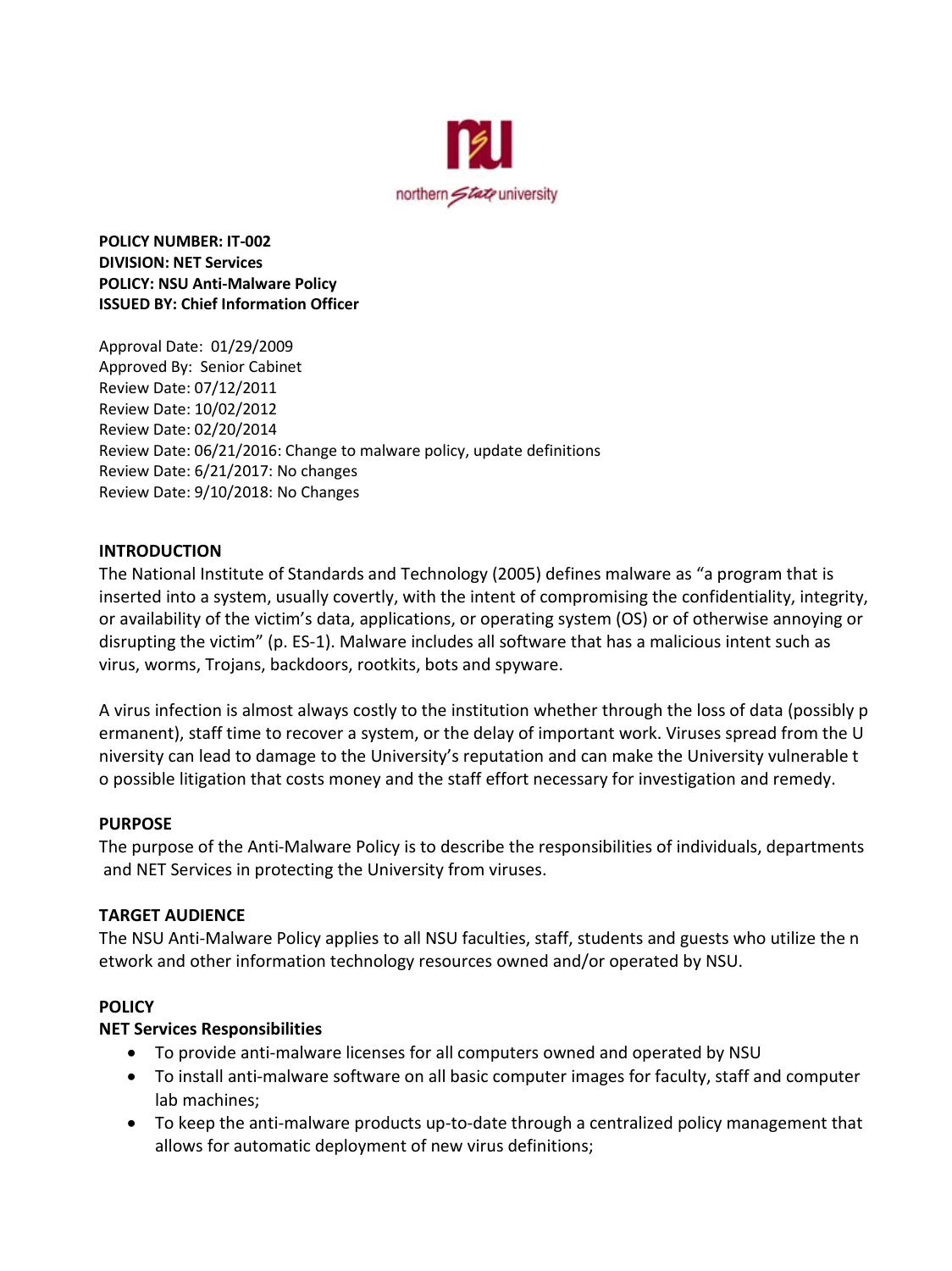**POLICY NUMBER: IT-002**
**DIVISION: NET Services**
**POLICY: NSU Anti-Malware Policy**
**ISSUED BY: Chief Information Officer**

Approval Date: 01/29/2009
Approved By: Senior Cabinet
Review Date: 07/12/2011
Review Date: 10/02/2012
Review Date: 02/20/2014
Review Date: 06/21/2016: Change to malware policy, update definitions
Review Date: 6/21/2017: No changes
Review Date: 9/10/2018: No Changes

## INTRODUCTION

The National Institute of Standards and Technology (2005) defines malware as "a program that is inserted into a system, usually covertly, with the intent of compromising the confidentiality, integrity, or availability of the victim's data, applications, or operating system (OS) or of otherwise annoying or disrupting the victim" (p. ES-1). Malware includes all software that has a malicious intent such as virus, worms, Trojans, backdoors, rootkits, bots and spyware.

A virus infection is almost always costly to the institution whether through the loss of data (possibly permanent), staff time to recover a system, or the delay of important work. Viruses spread from the University can lead to damage to the University's reputation and can make the University vulnerable to possible litigation that costs money and the staff effort necessary for investigation and remedy.

## PURPOSE

The purpose of the Anti-Malware Policy is to describe the responsibilities of individuals, departments and NET Services in protecting the University from viruses.

## TARGET AUDIENCE

The NSU Anti-Malware Policy applies to all NSU faculties, staff, students and guests who utilize the network and other information technology resources owned and/or operated by NSU.

## POLICY

### NET Services Responsibilities

- To provide anti-malware licenses for all computers owned and operated by NSU
- To install anti-malware software on all basic computer images for faculty, staff and computer lab machines;
- To keep the anti-malware products up-to-date through a centralized policy management that allows for automatic deployment of new virus definitions;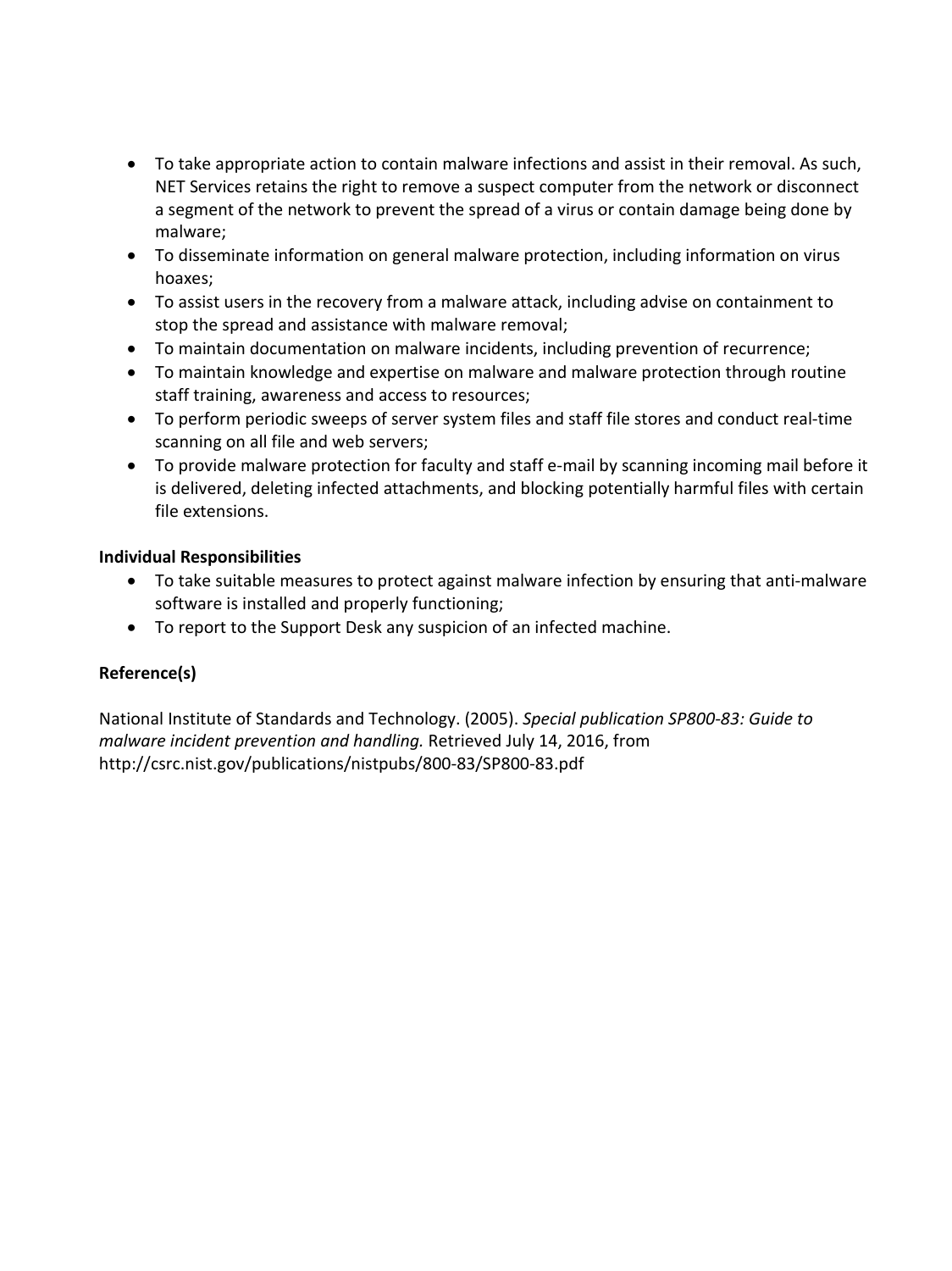- To take appropriate action to contain malware infections and assist in their removal. As such, NET Services retains the right to remove a suspect computer from the network or disconnect a segment of the network to prevent the spread of a virus or contain damage being done by malware;
- To disseminate information on general malware protection, including information on virus hoaxes;
- To assist users in the recovery from a malware attack, including advise on containment to stop the spread and assistance with malware removal;
- To maintain documentation on malware incidents, including prevention of recurrence;
- To maintain knowledge and expertise on malware and malware protection through routine staff training, awareness and access to resources;
- To perform periodic sweeps of server system files and staff file stores and conduct real-time scanning on all file and web servers;
- To provide malware protection for faculty and staff e-mail by scanning incoming mail before it is delivered, deleting infected attachments, and blocking potentially harmful files with certain file extensions.

**Individual Responsibilities**

- To take suitable measures to protect against malware infection by ensuring that anti-malware software is installed and properly functioning;
- To report to the Support Desk any suspicion of an infected machine.

**Reference(s)**

National Institute of Standards and Technology. (2005). *Special publication SP800-83: Guide to malware incident prevention and handling.* Retrieved July 14, 2016, from http://csrc.nist.gov/publications/nistpubs/800-83/SP800-83.pdf